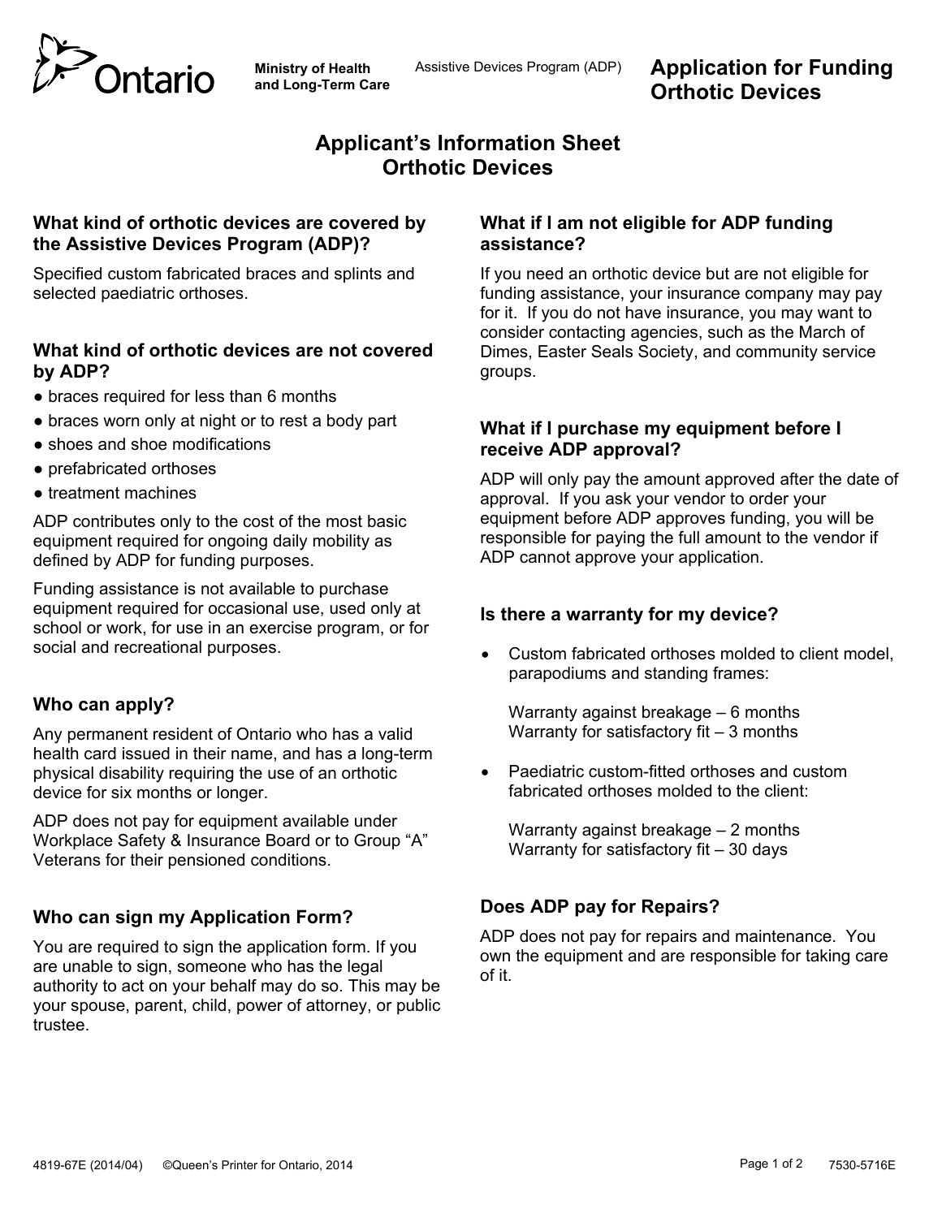Ministry of Health and Long-Term Care

Assistive Devices Program (ADP)

# Application for Funding Orthotic Devices

## Applicant's Information Sheet Orthotic Devices

### What kind of orthotic devices are covered by the Assistive Devices Program (ADP)?

Specified custom fabricated braces and splints and selected paediatric orthoses.

### What kind of orthotic devices are not covered by ADP?

- braces required for less than 6 months
- braces worn only at night or to rest a body part
- shoes and shoe modifications
- prefabricated orthoses
- treatment machines

ADP contributes only to the cost of the most basic equipment required for ongoing daily mobility as defined by ADP for funding purposes.

Funding assistance is not available to purchase equipment required for occasional use, used only at school or work, for use in an exercise program, or for social and recreational purposes.

### Who can apply?

Any permanent resident of Ontario who has a valid health card issued in their name, and has a long-term physical disability requiring the use of an orthotic device for six months or longer.

ADP does not pay for equipment available under Workplace Safety & Insurance Board or to Group "A" Veterans for their pensioned conditions.

### Who can sign my Application Form?

You are required to sign the application form. If you are unable to sign, someone who has the legal authority to act on your behalf may do so. This may be your spouse, parent, child, power of attorney, or public trustee.

### What if I am not eligible for ADP funding assistance?

If you need an orthotic device but are not eligible for funding assistance, your insurance company may pay for it. If you do not have insurance, you may want to consider contacting agencies, such as the March of Dimes, Easter Seals Society, and community service groups.

### What if I purchase my equipment before I receive ADP approval?

ADP will only pay the amount approved after the date of approval. If you ask your vendor to order your equipment before ADP approves funding, you will be responsible for paying the full amount to the vendor if ADP cannot approve your application.

### Is there a warranty for my device?

- Custom fabricated orthoses molded to client model, parapodiums and standing frames:

  Warranty against breakage – 6 months
  Warranty for satisfactory fit – 3 months

- Paediatric custom-fitted orthoses and custom fabricated orthoses molded to the client:

  Warranty against breakage – 2 months
  Warranty for satisfactory fit – 30 days

### Does ADP pay for Repairs?

ADP does not pay for repairs and maintenance. You own the equipment and are responsible for taking care of it.

4819-67E (2014/04) ©Queen's Printer for Ontario, 2014 7530-5716E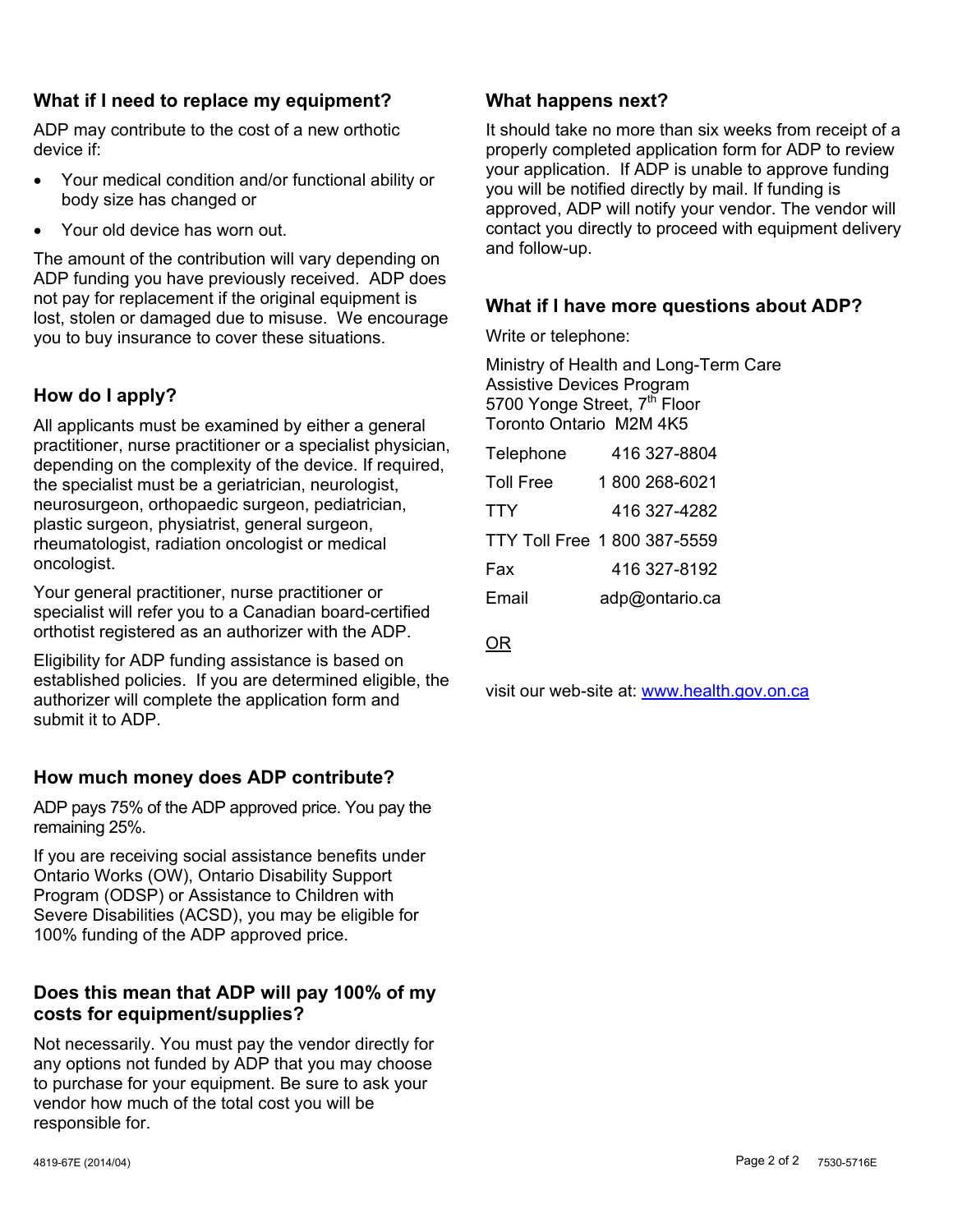## What if I need to replace my equipment?

ADP may contribute to the cost of a new orthotic device if:

- Your medical condition and/or functional ability or body size has changed or
- Your old device has worn out.

The amount of the contribution will vary depending on ADP funding you have previously received. ADP does not pay for replacement if the original equipment is lost, stolen or damaged due to misuse. We encourage you to buy insurance to cover these situations.

## How do I apply?

All applicants must be examined by either a general practitioner, nurse practitioner or a specialist physician, depending on the complexity of the device. If required, the specialist must be a geriatrician, neurologist, neurosurgeon, orthopaedic surgeon, pediatrician, plastic surgeon, physiatrist, general surgeon, rheumatologist, radiation oncologist or medical oncologist.

Your general practitioner, nurse practitioner or specialist will refer you to a Canadian board-certified orthotist registered as an authorizer with the ADP.

Eligibility for ADP funding assistance is based on established policies. If you are determined eligible, the authorizer will complete the application form and submit it to ADP.

## How much money does ADP contribute?

ADP pays 75% of the ADP approved price. You pay the remaining 25%.

If you are receiving social assistance benefits under Ontario Works (OW), Ontario Disability Support Program (ODSP) or Assistance to Children with Severe Disabilities (ACSD), you may be eligible for 100% funding of the ADP approved price.

## Does this mean that ADP will pay 100% of my costs for equipment/supplies?

Not necessarily. You must pay the vendor directly for any options not funded by ADP that you may choose to purchase for your equipment. Be sure to ask your vendor how much of the total cost you will be responsible for.

## What happens next?

It should take no more than six weeks from receipt of a properly completed application form for ADP to review your application. If ADP is unable to approve funding you will be notified directly by mail. If funding is approved, ADP will notify your vendor. The vendor will contact you directly to proceed with equipment delivery and follow-up.

## What if I have more questions about ADP?

Write or telephone:

Ministry of Health and Long-Term Care
Assistive Devices Program
5700 Yonge Street, 7th Floor
Toronto Ontario M2M 4K5

| | |
|---|---|
| Telephone | 416 327-8804 |
| Toll Free | 1 800 268-6021 |
| TTY | 416 327-4282 |
| TTY Toll Free | 1 800 387-5559 |
| Fax | 416 327-8192 |
| Email | adp@ontario.ca |

OR

visit our web-site at: www.health.gov.on.ca

4819-67E (2014/04) 7530-5716E